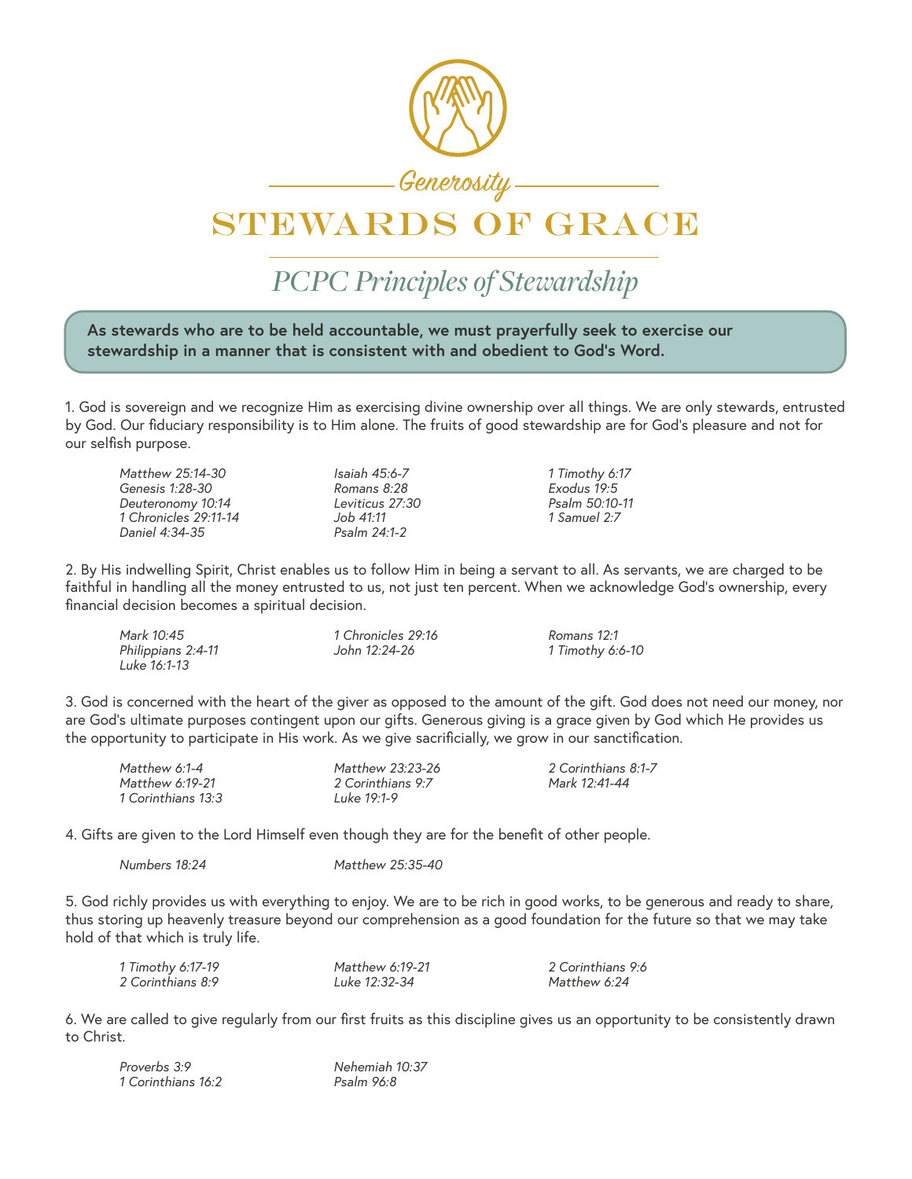Generosity

# STEWARDS OF GRACE

## *PCPC Principles of Stewardship*

**As stewards who are to be held accountable, we must prayerfully seek to exercise our stewardship in a manner that is consistent with and obedient to God's Word.**

1. God is sovereign and we recognize Him as exercising divine ownership over all things. We are only stewards, entrusted by God. Our fiduciary responsibility is to Him alone. The fruits of good stewardship are for God's pleasure and not for our selfish purpose.

*Matthew 25:14-30*
*Genesis 1:28-30*
*Deuteronomy 10:14*
*1 Chronicles 29:11-14*
*Daniel 4:34-35*
*Isaiah 45:6-7*
*Romans 8:28*
*Leviticus 27:30*
*Job 41:11*
*Psalm 24:1-2*
*1 Timothy 6:17*
*Exodus 19:5*
*Psalm 50:10-11*
*1 Samuel 2:7*

2. By His indwelling Spirit, Christ enables us to follow Him in being a servant to all. As servants, we are charged to be faithful in handling all the money entrusted to us, not just ten percent. When we acknowledge God's ownership, every financial decision becomes a spiritual decision.

*Mark 10:45*
*Philippians 2:4-11*
*Luke 16:1-13*
*1 Chronicles 29:16*
*John 12:24-26*
*Romans 12:1*
*1 Timothy 6:6-10*

3. God is concerned with the heart of the giver as opposed to the amount of the gift. God does not need our money, nor are God's ultimate purposes contingent upon our gifts. Generous giving is a grace given by God which He provides us the opportunity to participate in His work. As we give sacrificially, we grow in our sanctification.

*Matthew 6:1-4*
*Matthew 6:19-21*
*1 Corinthians 13:3*
*Matthew 23:23-26*
*2 Corinthians 9:7*
*Luke 19:1-9*
*2 Corinthians 8:1-7*
*Mark 12:41-44*

4. Gifts are given to the Lord Himself even though they are for the benefit of other people.

*Numbers 18:24*
*Matthew 25:35-40*

5. God richly provides us with everything to enjoy. We are to be rich in good works, to be generous and ready to share, thus storing up heavenly treasure beyond our comprehension as a good foundation for the future so that we may take hold of that which is truly life.

*1 Timothy 6:17-19*
*2 Corinthians 8:9*
*Matthew 6:19-21*
*Luke 12:32-34*
*2 Corinthians 9:6*
*Matthew 6:24*

6. We are called to give regularly from our first fruits as this discipline gives us an opportunity to be consistently drawn to Christ.

*Proverbs 3:9*
*1 Corinthians 16:2*
*Nehemiah 10:37*
*Psalm 96:8*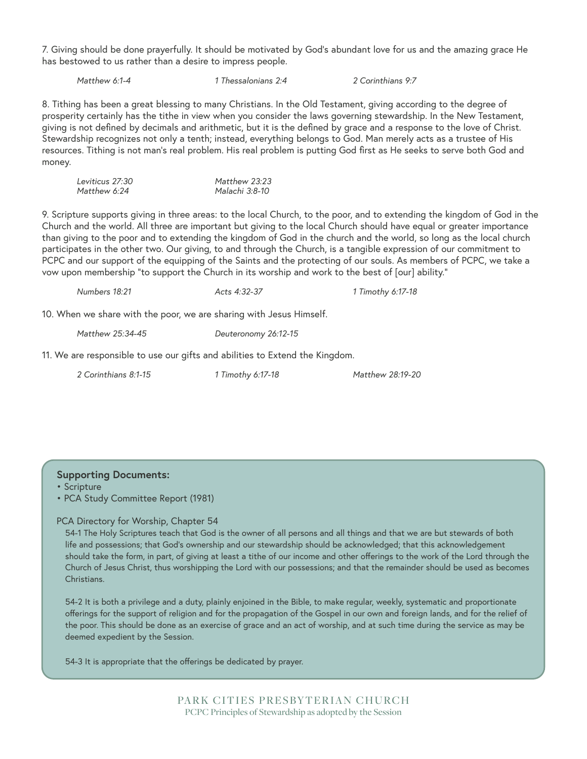7. Giving should be done prayerfully. It should be motivated by God's abundant love for us and the amazing grace He has bestowed to us rather than a desire to impress people.

*Matthew 6:1-4* *1 Thessalonians 2:4* *2 Corinthians 9:7*

8. Tithing has been a great blessing to many Christians. In the Old Testament, giving according to the degree of prosperity certainly has the tithe in view when you consider the laws governing stewardship. In the New Testament, giving is not defined by decimals and arithmetic, but it is the defined by grace and a response to the love of Christ. Stewardship recognizes not only a tenth; instead, everything belongs to God. Man merely acts as a trustee of His resources. Tithing is not man's real problem. His real problem is putting God first as He seeks to serve both God and money.

*Leviticus 27:30* *Matthew 23:23*
*Matthew 6:24* *Malachi 3:8-10*

9. Scripture supports giving in three areas: to the local Church, to the poor, and to extending the kingdom of God in the Church and the world. All three are important but giving to the local Church should have equal or greater importance than giving to the poor and to extending the kingdom of God in the church and the world, so long as the local church participates in the other two. Our giving, to and through the Church, is a tangible expression of our commitment to PCPC and our support of the equipping of the Saints and the protecting of our souls. As members of PCPC, we take a vow upon membership "to support the Church in its worship and work to the best of [our] ability."

*Numbers 18:21* *Acts 4:32-37* *1 Timothy 6:17-18*

10. When we share with the poor, we are sharing with Jesus Himself.

*Matthew 25:34-45* *Deuteronomy 26:12-15*

11. We are responsible to use our gifts and abilities to Extend the Kingdom.

*2 Corinthians 8:1-15* *1 Timothy 6:17-18* *Matthew 28:19-20*

**Supporting Documents:**
- Scripture
- PCA Study Committee Report (1981)

PCA Directory for Worship, Chapter 54

54-1 The Holy Scriptures teach that God is the owner of all persons and all things and that we are but stewards of both life and possessions; that God's ownership and our stewardship should be acknowledged; that this acknowledgement should take the form, in part, of giving at least a tithe of our income and other offerings to the work of the Lord through the Church of Jesus Christ, thus worshipping the Lord with our possessions; and that the remainder should be used as becomes Christians.

54-2 It is both a privilege and a duty, plainly enjoined in the Bible, to make regular, weekly, systematic and proportionate offerings for the support of religion and for the propagation of the Gospel in our own and foreign lands, and for the relief of the poor. This should be done as an exercise of grace and an act of worship, and at such time during the service as may be deemed expedient by the Session.

54-3 It is appropriate that the offerings be dedicated by prayer.